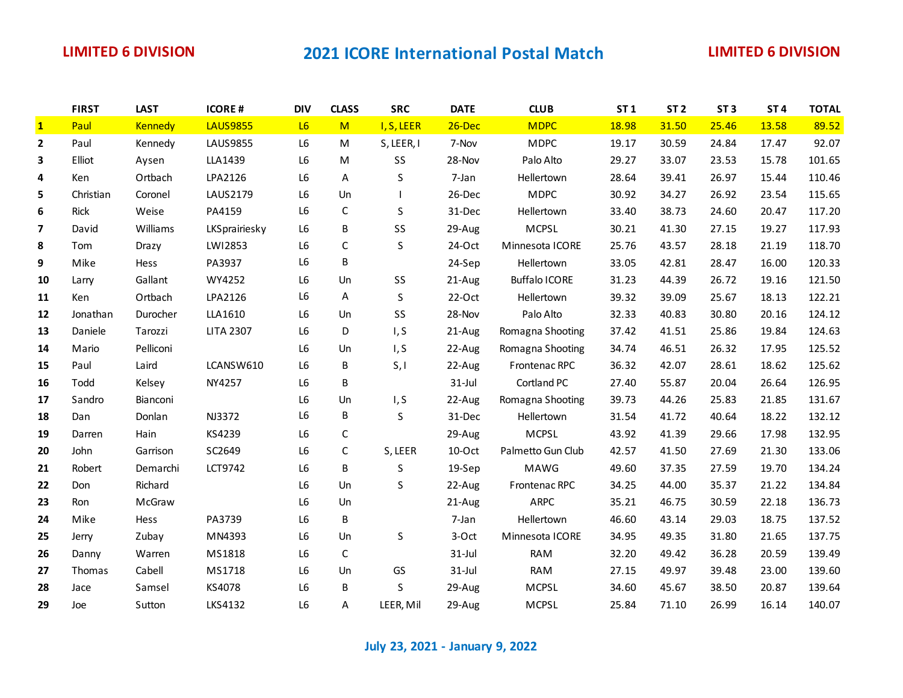**LIMITED 6 DIVISION**

# 2021 ICORE International Postal Match

**LIMITED 6 DIVISION**

| | FIRST | LAST | ICORE # | DIV | CLASS | SRC | DATE | CLUB | ST 1 | ST 2 | ST 3 | ST 4 | TOTAL |
|---|---|---|---|---|---|---|---|---|---|---|---|---|---|
| 1 | Paul | Kennedy | LAUS9855 | L6 | M | I, S, LEER | 26-Dec | MDPC | 18.98 | 31.50 | 25.46 | 13.58 | 89.52 |
| 2 | Paul | Kennedy | LAUS9855 | L6 | M | S, LEER, I | 7-Nov | MDPC | 19.17 | 30.59 | 24.84 | 17.47 | 92.07 |
| 3 | Elliot | Aysen | LLA1439 | L6 | M | SS | 28-Nov | Palo Alto | 29.27 | 33.07 | 23.53 | 15.78 | 101.65 |
| 4 | Ken | Ortbach | LPA2126 | L6 | A | S | 7-Jan | Hellertown | 28.64 | 39.41 | 26.97 | 15.44 | 110.46 |
| 5 | Christian | Coronel | LAUS2179 | L6 | Un | I | 26-Dec | MDPC | 30.92 | 34.27 | 26.92 | 23.54 | 115.65 |
| 6 | Rick | Weise | PA4159 | L6 | C | S | 31-Dec | Hellertown | 33.40 | 38.73 | 24.60 | 20.47 | 117.20 |
| 7 | David | Williams | LKSprairiesky | L6 | B | SS | 29-Aug | MCPSL | 30.21 | 41.30 | 27.15 | 19.27 | 117.93 |
| 8 | Tom | Drazy | LWI2853 | L6 | C | S | 24-Oct | Minnesota ICORE | 25.76 | 43.57 | 28.18 | 21.19 | 118.70 |
| 9 | Mike | Hess | PA3937 | L6 | B | | 24-Sep | Hellertown | 33.05 | 42.81 | 28.47 | 16.00 | 120.33 |
| 10 | Larry | Gallant | WY4252 | L6 | Un | SS | 21-Aug | Buffalo ICORE | 31.23 | 44.39 | 26.72 | 19.16 | 121.50 |
| 11 | Ken | Ortbach | LPA2126 | L6 | A | S | 22-Oct | Hellertown | 39.32 | 39.09 | 25.67 | 18.13 | 122.21 |
| 12 | Jonathan | Durocher | LLA1610 | L6 | Un | SS | 28-Nov | Palo Alto | 32.33 | 40.83 | 30.80 | 20.16 | 124.12 |
| 13 | Daniele | Tarozzi | LITA 2307 | L6 | D | I, S | 21-Aug | Romagna Shooting | 37.42 | 41.51 | 25.86 | 19.84 | 124.63 |
| 14 | Mario | Pelliconi | | L6 | Un | I, S | 22-Aug | Romagna Shooting | 34.74 | 46.51 | 26.32 | 17.95 | 125.52 |
| 15 | Paul | Laird | LCANSW610 | L6 | B | S, I | 22-Aug | Frontenac RPC | 36.32 | 42.07 | 28.61 | 18.62 | 125.62 |
| 16 | Todd | Kelsey | NY4257 | L6 | B | | 31-Jul | Cortland PC | 27.40 | 55.87 | 20.04 | 26.64 | 126.95 |
| 17 | Sandro | Bianconi | | L6 | Un | I, S | 22-Aug | Romagna Shooting | 39.73 | 44.26 | 25.83 | 21.85 | 131.67 |
| 18 | Dan | Donlan | NJ3372 | L6 | B | S | 31-Dec | Hellertown | 31.54 | 41.72 | 40.64 | 18.22 | 132.12 |
| 19 | Darren | Hain | KS4239 | L6 | C | | 29-Aug | MCPSL | 43.92 | 41.39 | 29.66 | 17.98 | 132.95 |
| 20 | John | Garrison | SC2649 | L6 | C | S, LEER | 10-Oct | Palmetto Gun Club | 42.57 | 41.50 | 27.69 | 21.30 | 133.06 |
| 21 | Robert | Demarchi | LCT9742 | L6 | B | S | 19-Sep | MAWG | 49.60 | 37.35 | 27.59 | 19.70 | 134.24 |
| 22 | Don | Richard | | L6 | Un | S | 22-Aug | Frontenac RPC | 34.25 | 44.00 | 35.37 | 21.22 | 134.84 |
| 23 | Ron | McGraw | | L6 | Un | | 21-Aug | ARPC | 35.21 | 46.75 | 30.59 | 22.18 | 136.73 |
| 24 | Mike | Hess | PA3739 | L6 | B | | 7-Jan | Hellertown | 46.60 | 43.14 | 29.03 | 18.75 | 137.52 |
| 25 | Jerry | Zubay | MN4393 | L6 | Un | S | 3-Oct | Minnesota ICORE | 34.95 | 49.35 | 31.80 | 21.65 | 137.75 |
| 26 | Danny | Warren | MS1818 | L6 | C | | 31-Jul | RAM | 32.20 | 49.42 | 36.28 | 20.59 | 139.49 |
| 27 | Thomas | Cabell | MS1718 | L6 | Un | GS | 31-Jul | RAM | 27.15 | 49.97 | 39.48 | 23.00 | 139.60 |
| 28 | Jace | Samsel | KS4078 | L6 | B | S | 29-Aug | MCPSL | 34.60 | 45.67 | 38.50 | 20.87 | 139.64 |
| 29 | Joe | Sutton | LKS4132 | L6 | A | LEER, Mil | 29-Aug | MCPSL | 25.84 | 71.10 | 26.99 | 16.14 | 140.07 |

**July 23, 2021 - January 9, 2022**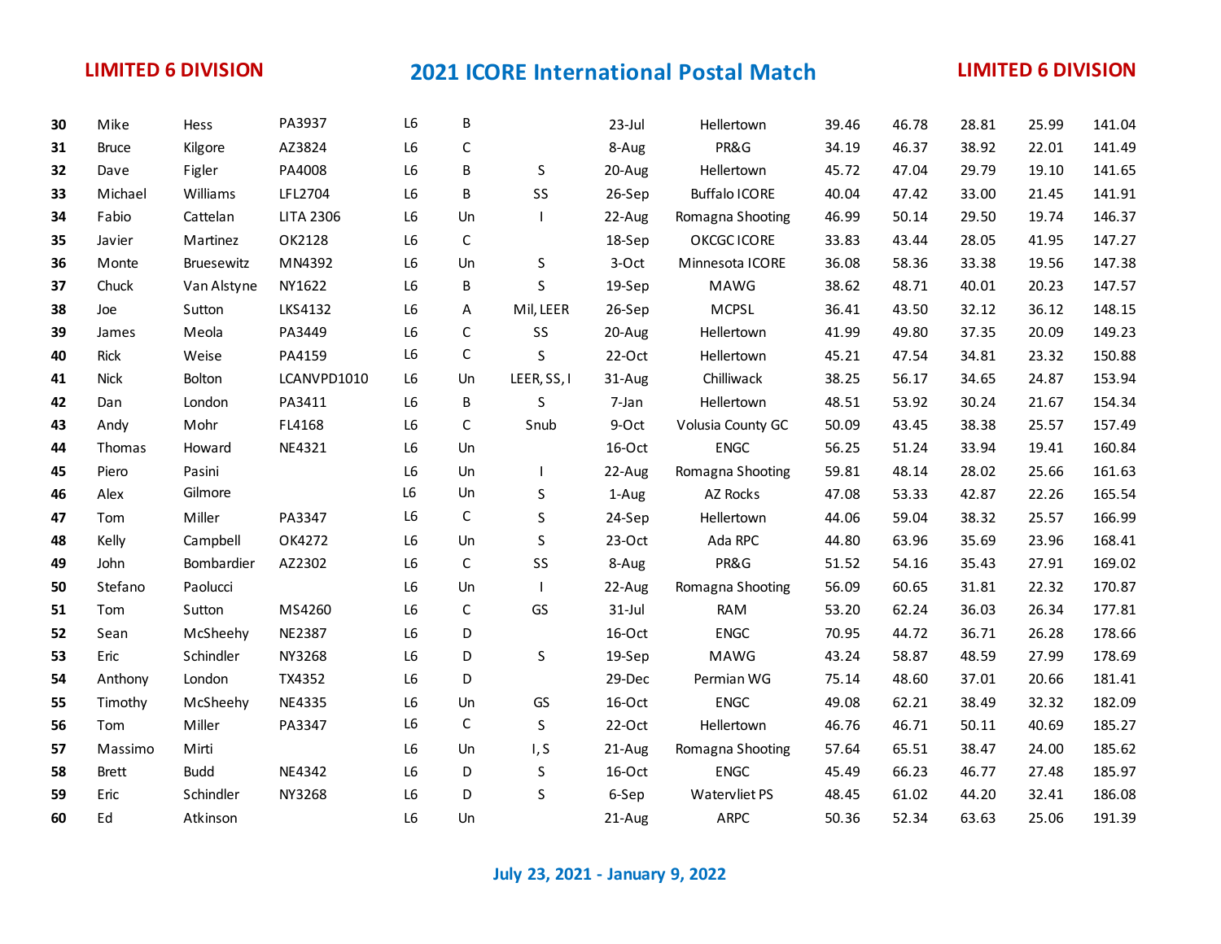**LIMITED 6 DIVISION**

# 2021 ICORE International Postal Match

**LIMITED 6 DIVISION**

| | | | | | | | | | | | | | |
|---|---|---|---|---|---|---|---|---|---|---|---|---|---|
| **30** | Mike | Hess | PA3937 | L6 | B | | 23-Jul | Hellertown | 39.46 | 46.78 | 28.81 | 25.99 | 141.04 |
| **31** | Bruce | Kilgore | AZ3824 | L6 | C | | 8-Aug | PR&G | 34.19 | 46.37 | 38.92 | 22.01 | 141.49 |
| **32** | Dave | Figler | PA4008 | L6 | B | S | 20-Aug | Hellertown | 45.72 | 47.04 | 29.79 | 19.10 | 141.65 |
| **33** | Michael | Williams | LFL2704 | L6 | B | SS | 26-Sep | Buffalo ICORE | 40.04 | 47.42 | 33.00 | 21.45 | 141.91 |
| **34** | Fabio | Cattelan | LITA 2306 | L6 | Un | I | 22-Aug | Romagna Shooting | 46.99 | 50.14 | 29.50 | 19.74 | 146.37 |
| **35** | Javier | Martinez | OK2128 | L6 | C | | 18-Sep | OKCGC ICORE | 33.83 | 43.44 | 28.05 | 41.95 | 147.27 |
| **36** | Monte | Bruesewitz | MN4392 | L6 | Un | S | 3-Oct | Minnesota ICORE | 36.08 | 58.36 | 33.38 | 19.56 | 147.38 |
| **37** | Chuck | Van Alstyne | NY1622 | L6 | B | S | 19-Sep | MAWG | 38.62 | 48.71 | 40.01 | 20.23 | 147.57 |
| **38** | Joe | Sutton | LKS4132 | L6 | A | Mil, LEER | 26-Sep | MCPSL | 36.41 | 43.50 | 32.12 | 36.12 | 148.15 |
| **39** | James | Meola | PA3449 | L6 | C | SS | 20-Aug | Hellertown | 41.99 | 49.80 | 37.35 | 20.09 | 149.23 |
| **40** | Rick | Weise | PA4159 | L6 | C | S | 22-Oct | Hellertown | 45.21 | 47.54 | 34.81 | 23.32 | 150.88 |
| **41** | Nick | Bolton | LCANVPD1010 | L6 | Un | LEER, SS, I | 31-Aug | Chilliwack | 38.25 | 56.17 | 34.65 | 24.87 | 153.94 |
| **42** | Dan | London | PA3411 | L6 | B | S | 7-Jan | Hellertown | 48.51 | 53.92 | 30.24 | 21.67 | 154.34 |
| **43** | Andy | Mohr | FL4168 | L6 | C | Snub | 9-Oct | Volusia County GC | 50.09 | 43.45 | 38.38 | 25.57 | 157.49 |
| **44** | Thomas | Howard | NE4321 | L6 | Un | | 16-Oct | ENGC | 56.25 | 51.24 | 33.94 | 19.41 | 160.84 |
| **45** | Piero | Pasini | | L6 | Un | I | 22-Aug | Romagna Shooting | 59.81 | 48.14 | 28.02 | 25.66 | 161.63 |
| **46** | Alex | Gilmore | | L6 | Un | S | 1-Aug | AZ Rocks | 47.08 | 53.33 | 42.87 | 22.26 | 165.54 |
| **47** | Tom | Miller | PA3347 | L6 | C | S | 24-Sep | Hellertown | 44.06 | 59.04 | 38.32 | 25.57 | 166.99 |
| **48** | Kelly | Campbell | OK4272 | L6 | Un | S | 23-Oct | Ada RPC | 44.80 | 63.96 | 35.69 | 23.96 | 168.41 |
| **49** | John | Bombardier | AZ2302 | L6 | C | SS | 8-Aug | PR&G | 51.52 | 54.16 | 35.43 | 27.91 | 169.02 |
| **50** | Stefano | Paolucci | | L6 | Un | I | 22-Aug | Romagna Shooting | 56.09 | 60.65 | 31.81 | 22.32 | 170.87 |
| **51** | Tom | Sutton | MS4260 | L6 | C | GS | 31-Jul | RAM | 53.20 | 62.24 | 36.03 | 26.34 | 177.81 |
| **52** | Sean | McSheehy | NE2387 | L6 | D | | 16-Oct | ENGC | 70.95 | 44.72 | 36.71 | 26.28 | 178.66 |
| **53** | Eric | Schindler | NY3268 | L6 | D | S | 19-Sep | MAWG | 43.24 | 58.87 | 48.59 | 27.99 | 178.69 |
| **54** | Anthony | London | TX4352 | L6 | D | | 29-Dec | Permian WG | 75.14 | 48.60 | 37.01 | 20.66 | 181.41 |
| **55** | Timothy | McSheehy | NE4335 | L6 | Un | GS | 16-Oct | ENGC | 49.08 | 62.21 | 38.49 | 32.32 | 182.09 |
| **56** | Tom | Miller | PA3347 | L6 | C | S | 22-Oct | Hellertown | 46.76 | 46.71 | 50.11 | 40.69 | 185.27 |
| **57** | Massimo | Mirti | | L6 | Un | I, S | 21-Aug | Romagna Shooting | 57.64 | 65.51 | 38.47 | 24.00 | 185.62 |
| **58** | Brett | Budd | NE4342 | L6 | D | S | 16-Oct | ENGC | 45.49 | 66.23 | 46.77 | 27.48 | 185.97 |
| **59** | Eric | Schindler | NY3268 | L6 | D | S | 6-Sep | Watervliet PS | 48.45 | 61.02 | 44.20 | 32.41 | 186.08 |
| **60** | Ed | Atkinson | | L6 | Un | | 21-Aug | ARPC | 50.36 | 52.34 | 63.63 | 25.06 | 191.39 |

**July 23, 2021 - January 9, 2022**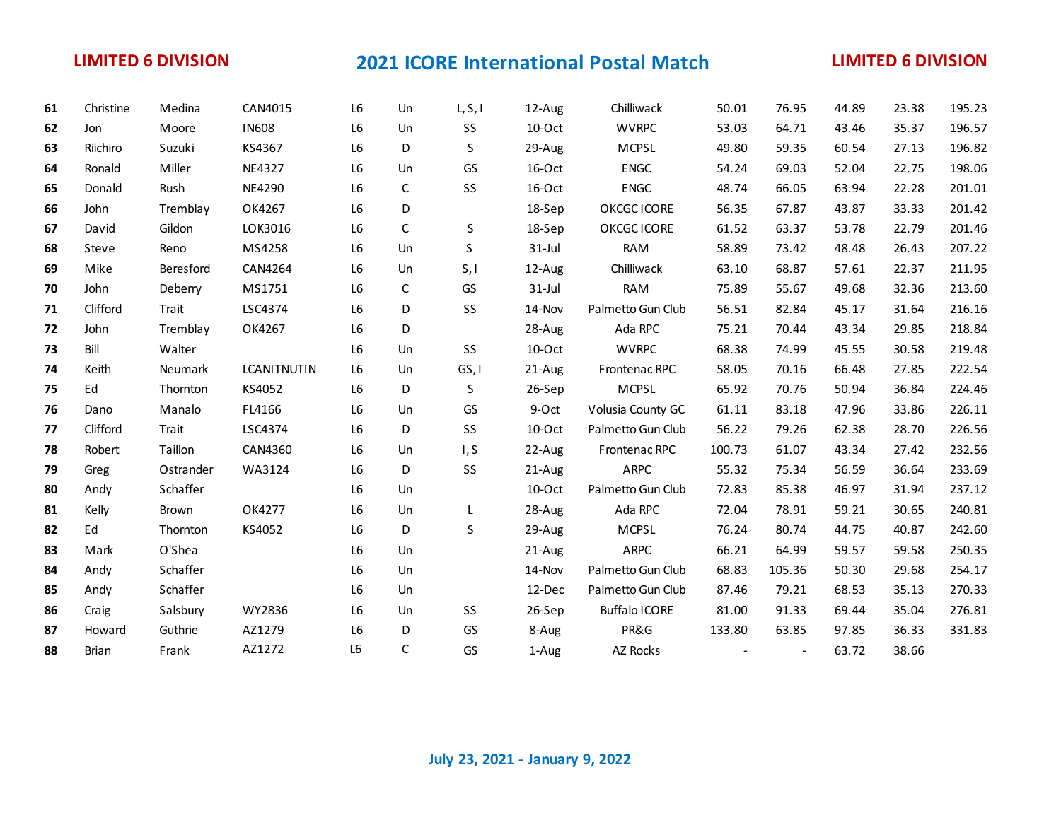**LIMITED 6 DIVISION** — **2021 ICORE International Postal Match** — **LIMITED 6 DIVISION**

| | | | | | | | | | | | | | |
|---|---|---|---|---|---|---|---|---|---|---|---|---|---|
| **61** | Christine | Medina | CAN4015 | L6 | Un | L, S, I | 12-Aug | Chilliwack | 50.01 | 76.95 | 44.89 | 23.38 | 195.23 |
| **62** | Jon | Moore | IN608 | L6 | Un | SS | 10-Oct | WVRPC | 53.03 | 64.71 | 43.46 | 35.37 | 196.57 |
| **63** | Riichiro | Suzuki | KS4367 | L6 | D | S | 29-Aug | MCPSL | 49.80 | 59.35 | 60.54 | 27.13 | 196.82 |
| **64** | Ronald | Miller | NE4327 | L6 | Un | GS | 16-Oct | ENGC | 54.24 | 69.03 | 52.04 | 22.75 | 198.06 |
| **65** | Donald | Rush | NE4290 | L6 | C | SS | 16-Oct | ENGC | 48.74 | 66.05 | 63.94 | 22.28 | 201.01 |
| **66** | John | Tremblay | OK4267 | L6 | D | | 18-Sep | OKCGC ICORE | 56.35 | 67.87 | 43.87 | 33.33 | 201.42 |
| **67** | David | Gildon | LOK3016 | L6 | C | S | 18-Sep | OKCGC ICORE | 61.52 | 63.37 | 53.78 | 22.79 | 201.46 |
| **68** | Steve | Reno | MS4258 | L6 | Un | S | 31-Jul | RAM | 58.89 | 73.42 | 48.48 | 26.43 | 207.22 |
| **69** | Mike | Beresford | CAN4264 | L6 | Un | S, I | 12-Aug | Chilliwack | 63.10 | 68.87 | 57.61 | 22.37 | 211.95 |
| **70** | John | Deberry | MS1751 | L6 | C | GS | 31-Jul | RAM | 75.89 | 55.67 | 49.68 | 32.36 | 213.60 |
| **71** | Clifford | Trait | LSC4374 | L6 | D | SS | 14-Nov | Palmetto Gun Club | 56.51 | 82.84 | 45.17 | 31.64 | 216.16 |
| **72** | John | Tremblay | OK4267 | L6 | D | | 28-Aug | Ada RPC | 75.21 | 70.44 | 43.34 | 29.85 | 218.84 |
| **73** | Bill | Walter | | L6 | Un | SS | 10-Oct | WVRPC | 68.38 | 74.99 | 45.55 | 30.58 | 219.48 |
| **74** | Keith | Neumark | LCANITNUTIN | L6 | Un | GS, I | 21-Aug | Frontenac RPC | 58.05 | 70.16 | 66.48 | 27.85 | 222.54 |
| **75** | Ed | Thornton | KS4052 | L6 | D | S | 26-Sep | MCPSL | 65.92 | 70.76 | 50.94 | 36.84 | 224.46 |
| **76** | Dano | Manalo | FL4166 | L6 | Un | GS | 9-Oct | Volusia County GC | 61.11 | 83.18 | 47.96 | 33.86 | 226.11 |
| **77** | Clifford | Trait | LSC4374 | L6 | D | SS | 10-Oct | Palmetto Gun Club | 56.22 | 79.26 | 62.38 | 28.70 | 226.56 |
| **78** | Robert | Taillon | CAN4360 | L6 | Un | I, S | 22-Aug | Frontenac RPC | 100.73 | 61.07 | 43.34 | 27.42 | 232.56 |
| **79** | Greg | Ostrander | WA3124 | L6 | D | SS | 21-Aug | ARPC | 55.32 | 75.34 | 56.59 | 36.64 | 233.69 |
| **80** | Andy | Schaffer | | L6 | Un | | 10-Oct | Palmetto Gun Club | 72.83 | 85.38 | 46.97 | 31.94 | 237.12 |
| **81** | Kelly | Brown | OK4277 | L6 | Un | L | 28-Aug | Ada RPC | 72.04 | 78.91 | 59.21 | 30.65 | 240.81 |
| **82** | Ed | Thornton | KS4052 | L6 | D | S | 29-Aug | MCPSL | 76.24 | 80.74 | 44.75 | 40.87 | 242.60 |
| **83** | Mark | O'Shea | | L6 | Un | | 21-Aug | ARPC | 66.21 | 64.99 | 59.57 | 59.58 | 250.35 |
| **84** | Andy | Schaffer | | L6 | Un | | 14-Nov | Palmetto Gun Club | 68.83 | 105.36 | 50.30 | 29.68 | 254.17 |
| **85** | Andy | Schaffer | | L6 | Un | | 12-Dec | Palmetto Gun Club | 87.46 | 79.21 | 68.53 | 35.13 | 270.33 |
| **86** | Craig | Salsbury | WY2836 | L6 | Un | SS | 26-Sep | Buffalo ICORE | 81.00 | 91.33 | 69.44 | 35.04 | 276.81 |
| **87** | Howard | Guthrie | AZ1279 | L6 | D | GS | 8-Aug | PR&G | 133.80 | 63.85 | 97.85 | 36.33 | 331.83 |
| **88** | Brian | Frank | AZ1272 | L6 | C | GS | 1-Aug | AZ Rocks | - | - | 63.72 | 38.66 | |

**July 23, 2021 - January 9, 2022**